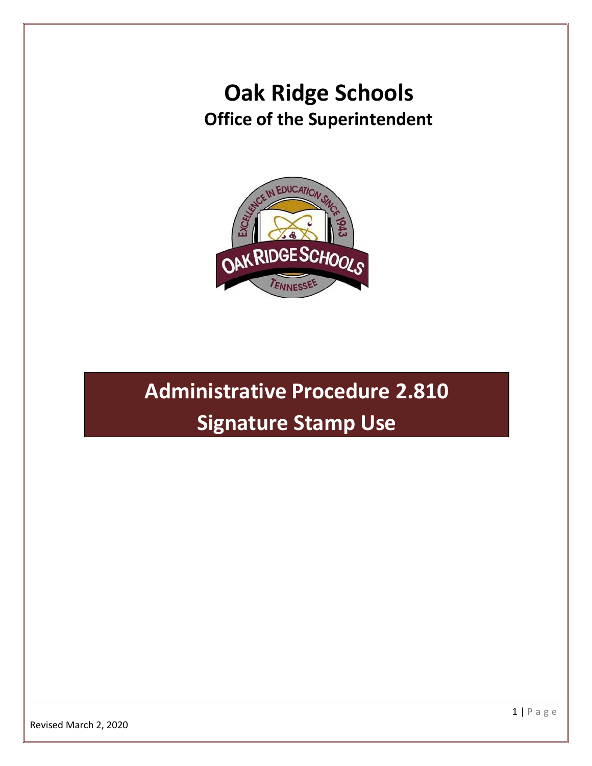# Oak Ridge Schools

## Office of the Superintendent

# Administrative Procedure 2.810

# Signature Stamp Use

Revised March 2, 2020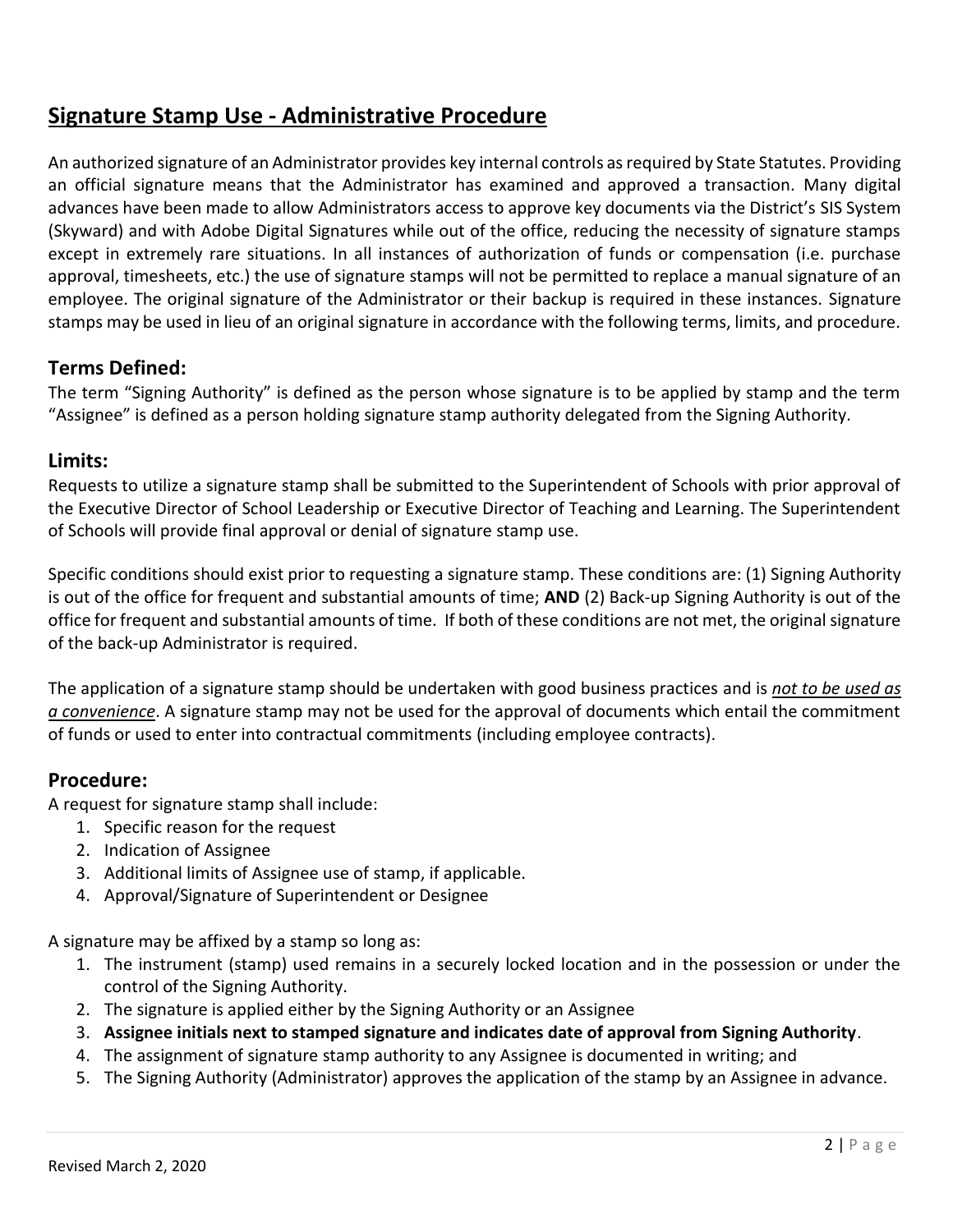# Signature Stamp Use - Administrative Procedure

An authorized signature of an Administrator provides key internal controls as required by State Statutes. Providing an official signature means that the Administrator has examined and approved a transaction. Many digital advances have been made to allow Administrators access to approve key documents via the District's SIS System (Skyward) and with Adobe Digital Signatures while out of the office, reducing the necessity of signature stamps except in extremely rare situations. In all instances of authorization of funds or compensation (i.e. purchase approval, timesheets, etc.) the use of signature stamps will not be permitted to replace a manual signature of an employee. The original signature of the Administrator or their backup is required in these instances. Signature stamps may be used in lieu of an original signature in accordance with the following terms, limits, and procedure.

## Terms Defined:

The term "Signing Authority" is defined as the person whose signature is to be applied by stamp and the term "Assignee" is defined as a person holding signature stamp authority delegated from the Signing Authority.

## Limits:

Requests to utilize a signature stamp shall be submitted to the Superintendent of Schools with prior approval of the Executive Director of School Leadership or Executive Director of Teaching and Learning. The Superintendent of Schools will provide final approval or denial of signature stamp use.

Specific conditions should exist prior to requesting a signature stamp. These conditions are: (1) Signing Authority is out of the office for frequent and substantial amounts of time; **AND** (2) Back-up Signing Authority is out of the office for frequent and substantial amounts of time. If both of these conditions are not met, the original signature of the back-up Administrator is required.

The application of a signature stamp should be undertaken with good business practices and is ***not to be used as a convenience***. A signature stamp may not be used for the approval of documents which entail the commitment of funds or used to enter into contractual commitments (including employee contracts).

## Procedure:

A request for signature stamp shall include:

1. Specific reason for the request
2. Indication of Assignee
3. Additional limits of Assignee use of stamp, if applicable.
4. Approval/Signature of Superintendent or Designee

A signature may be affixed by a stamp so long as:

1. The instrument (stamp) used remains in a securely locked location and in the possession or under the control of the Signing Authority.
2. The signature is applied either by the Signing Authority or an Assignee
3. **Assignee initials next to stamped signature and indicates date of approval from Signing Authority**.
4. The assignment of signature stamp authority to any Assignee is documented in writing; and
5. The Signing Authority (Administrator) approves the application of the stamp by an Assignee in advance.

Revised March 2, 2020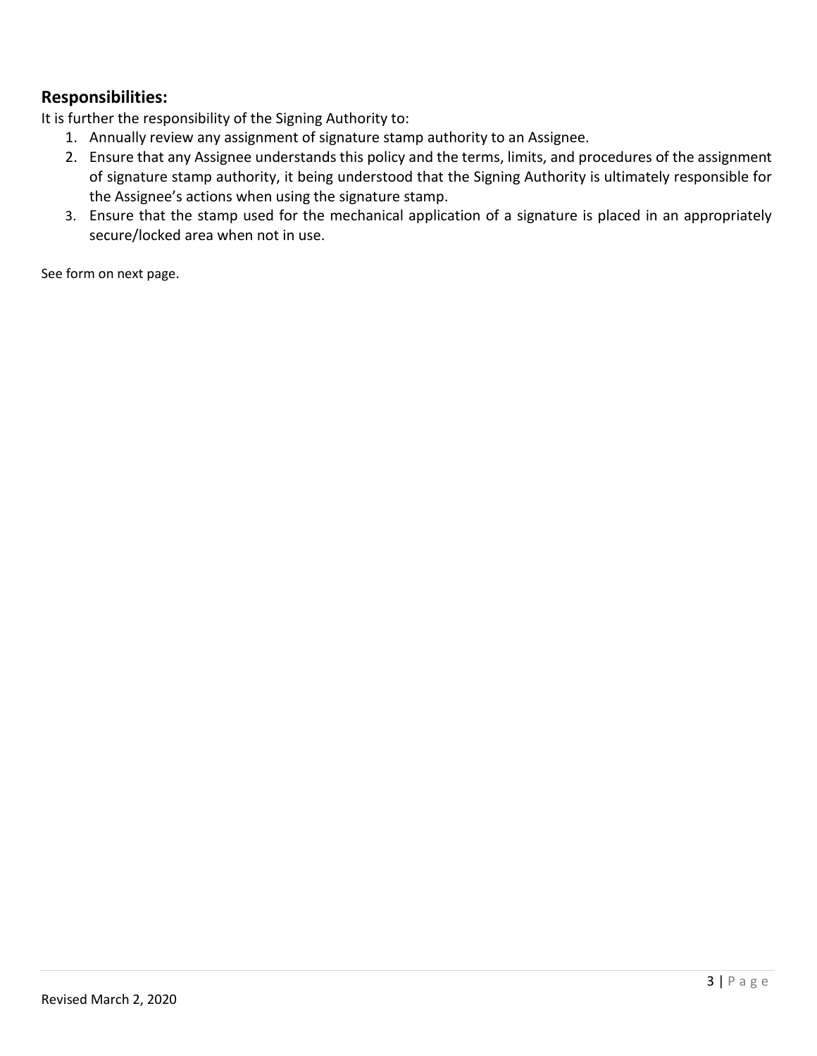## Responsibilities:

It is further the responsibility of the Signing Authority to:

1. Annually review any assignment of signature stamp authority to an Assignee.
2. Ensure that any Assignee understands this policy and the terms, limits, and procedures of the assignment of signature stamp authority, it being understood that the Signing Authority is ultimately responsible for the Assignee's actions when using the signature stamp.
3. Ensure that the stamp used for the mechanical application of a signature is placed in an appropriately secure/locked area when not in use.

See form on next page.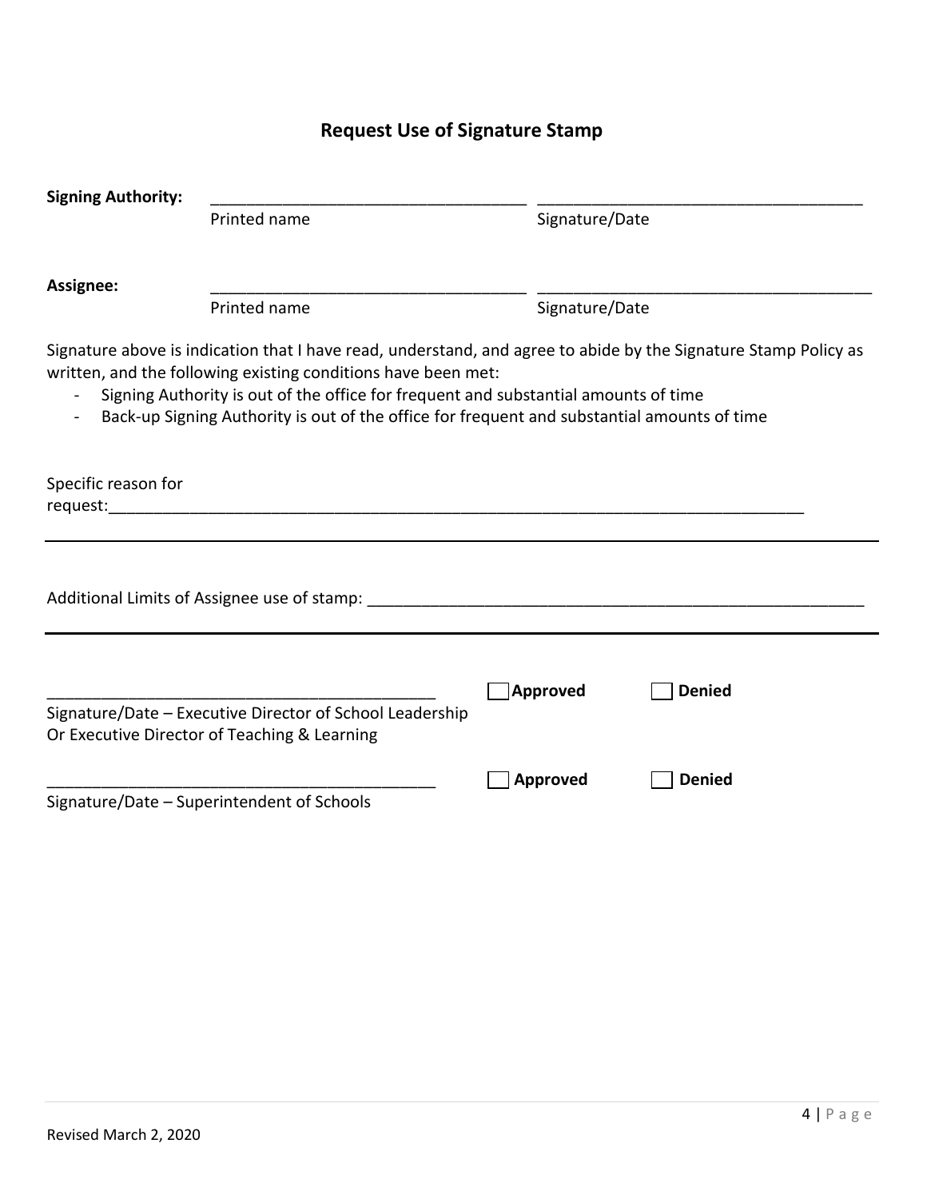## Request Use of Signature Stamp

**Signing Authority:** ___________________________________ ___________________________________

Printed name Signature/Date

**Assignee:** ___________________________________ ___________________________________

Printed name Signature/Date

Signature above is indication that I have read, understand, and agree to abide by the Signature Stamp Policy as written, and the following existing conditions have been met:

- Signing Authority is out of the office for frequent and substantial amounts of time
- Back-up Signing Authority is out of the office for frequent and substantial amounts of time

Specific reason for request:___________________________________________________________________________

Additional Limits of Assignee use of stamp: _______________________________________________________

___________________________________________ ☐ **Approved** ☐ **Denied**

Signature/Date – Executive Director of School Leadership
Or Executive Director of Teaching & Learning

___________________________________________ ☐ **Approved** ☐ **Denied**

Signature/Date – Superintendent of Schools

Revised March 2, 2020